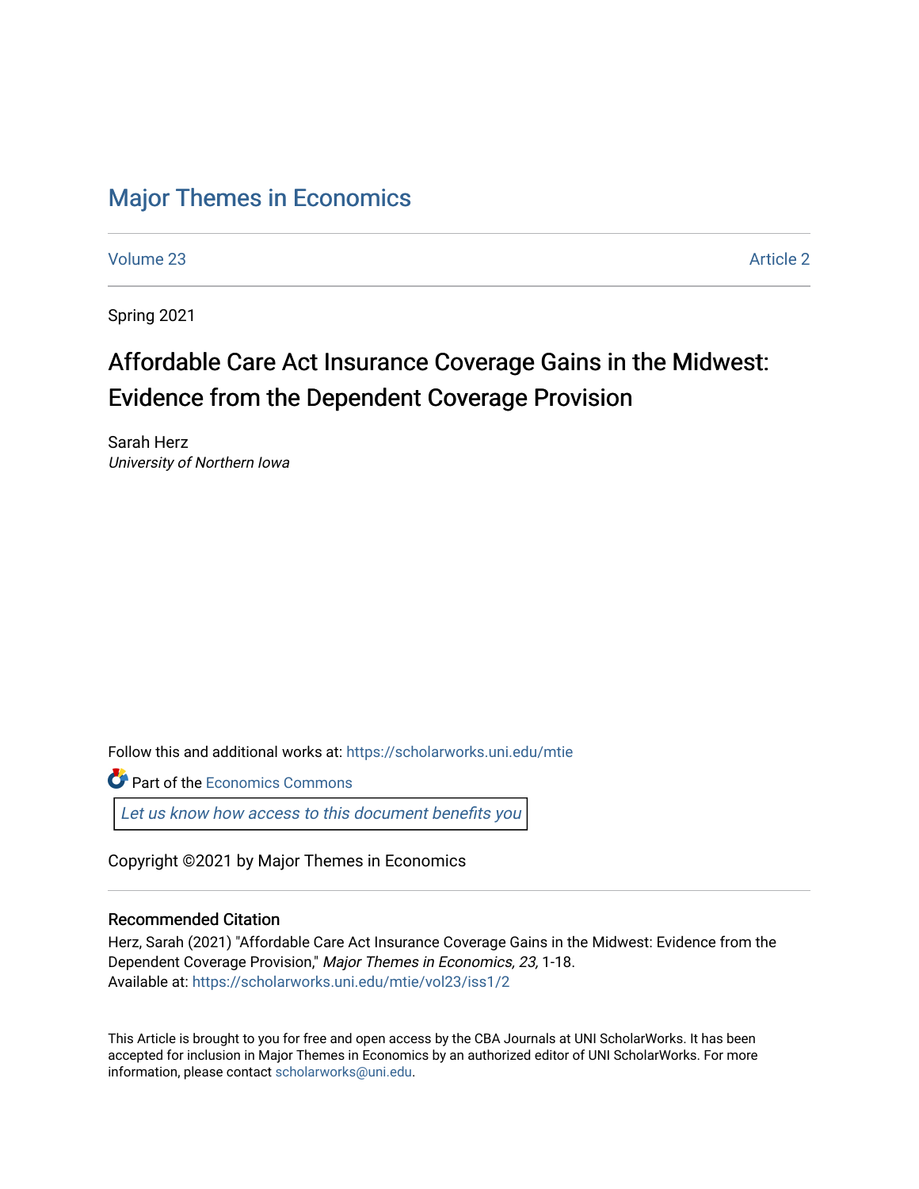# Major Themes in Economics

Volume 23 Article 2

Spring 2021

## Affordable Care Act Insurance Coverage Gains in the Midwest: Evidence from the Dependent Coverage Provision

Sarah Herz
*University of Northern Iowa*

Follow this and additional works at: https://scholarworks.uni.edu/mtie

Part of the Economics Commons

Let us know how access to this document benefits you

Copyright ©2021 by Major Themes in Economics

### Recommended Citation

Herz, Sarah (2021) "Affordable Care Act Insurance Coverage Gains in the Midwest: Evidence from the Dependent Coverage Provision," *Major Themes in Economics, 23,* 1-18.
Available at: https://scholarworks.uni.edu/mtie/vol23/iss1/2

This Article is brought to you for free and open access by the CBA Journals at UNI ScholarWorks. It has been accepted for inclusion in Major Themes in Economics by an authorized editor of UNI ScholarWorks. For more information, please contact scholarworks@uni.edu.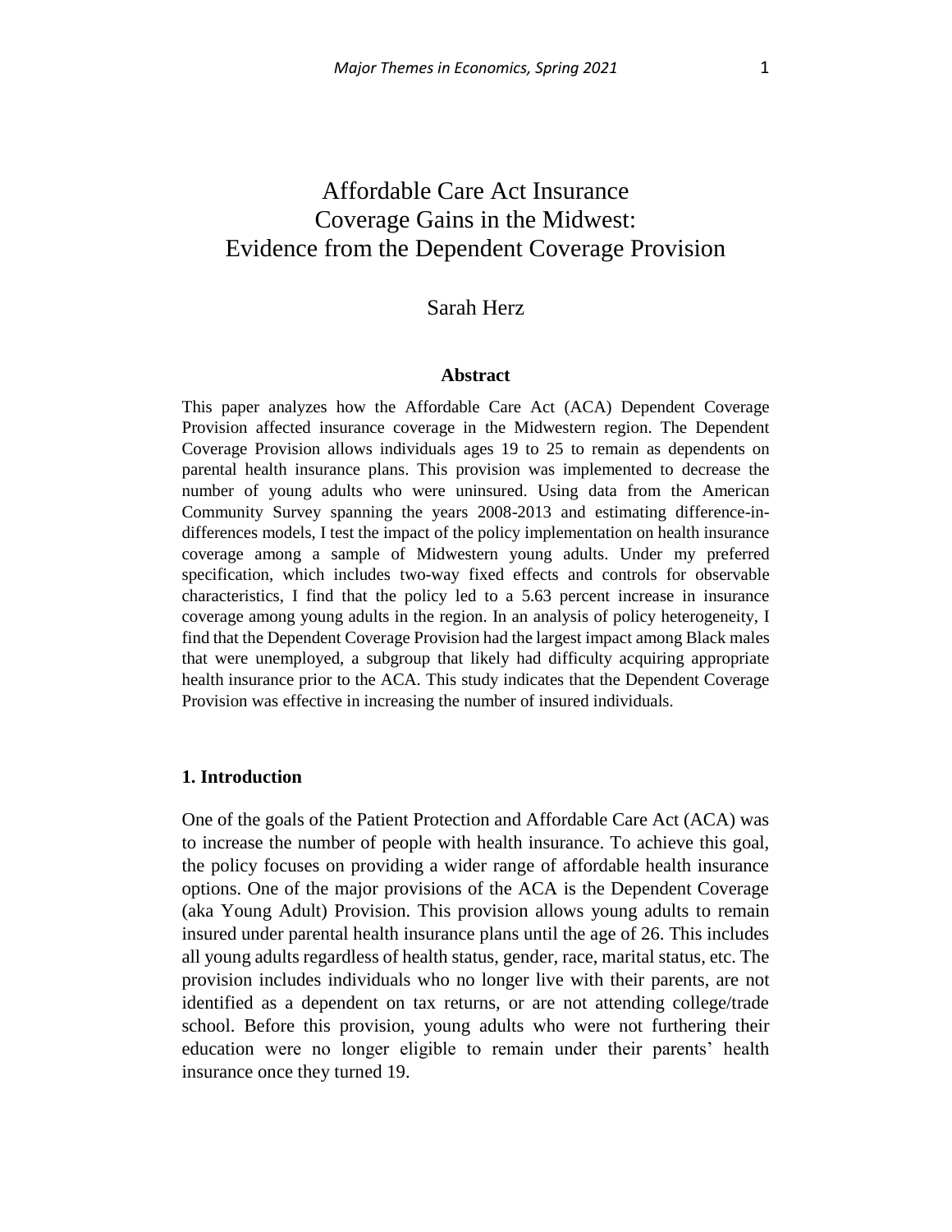# Affordable Care Act Insurance Coverage Gains in the Midwest: Evidence from the Dependent Coverage Provision

Sarah Herz

**Abstract**

This paper analyzes how the Affordable Care Act (ACA) Dependent Coverage Provision affected insurance coverage in the Midwestern region. The Dependent Coverage Provision allows individuals ages 19 to 25 to remain as dependents on parental health insurance plans. This provision was implemented to decrease the number of young adults who were uninsured. Using data from the American Community Survey spanning the years 2008-2013 and estimating difference-in-differences models, I test the impact of the policy implementation on health insurance coverage among a sample of Midwestern young adults. Under my preferred specification, which includes two-way fixed effects and controls for observable characteristics, I find that the policy led to a 5.63 percent increase in insurance coverage among young adults in the region. In an analysis of policy heterogeneity, I find that the Dependent Coverage Provision had the largest impact among Black males that were unemployed, a subgroup that likely had difficulty acquiring appropriate health insurance prior to the ACA. This study indicates that the Dependent Coverage Provision was effective in increasing the number of insured individuals.

## 1. Introduction

One of the goals of the Patient Protection and Affordable Care Act (ACA) was to increase the number of people with health insurance. To achieve this goal, the policy focuses on providing a wider range of affordable health insurance options. One of the major provisions of the ACA is the Dependent Coverage (aka Young Adult) Provision. This provision allows young adults to remain insured under parental health insurance plans until the age of 26. This includes all young adults regardless of health status, gender, race, marital status, etc. The provision includes individuals who no longer live with their parents, are not identified as a dependent on tax returns, or are not attending college/trade school. Before this provision, young adults who were not furthering their education were no longer eligible to remain under their parents' health insurance once they turned 19.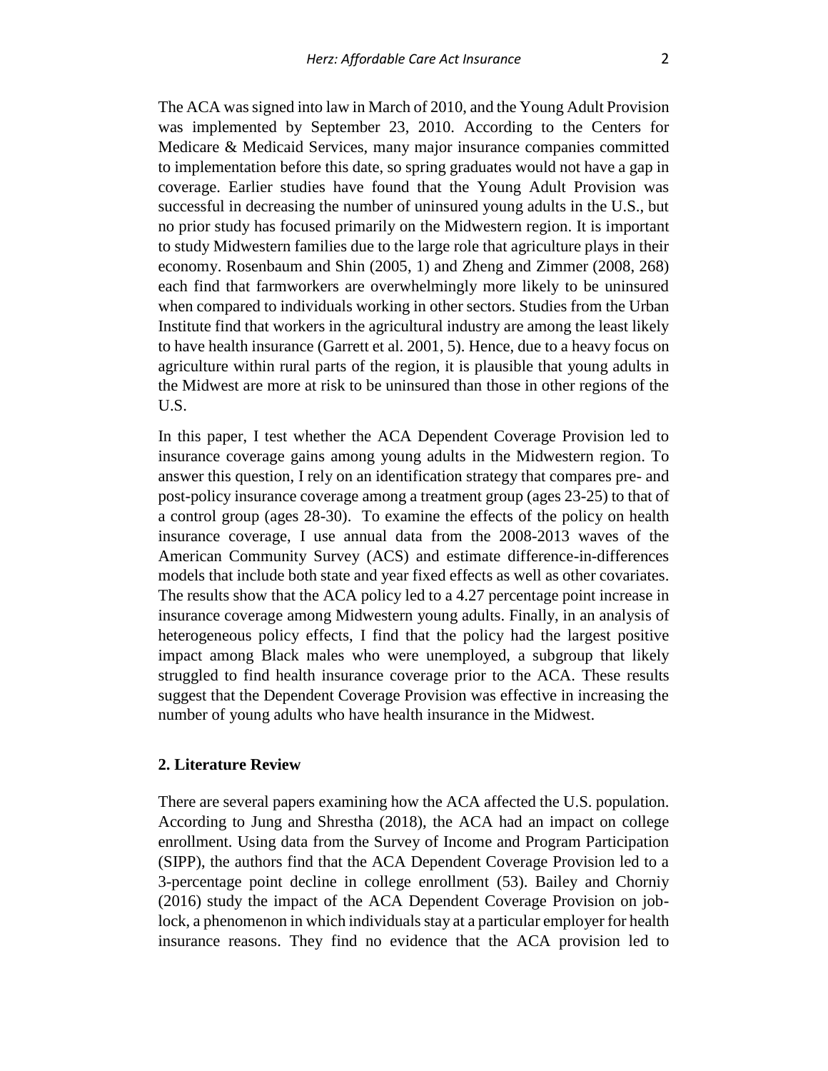The ACA was signed into law in March of 2010, and the Young Adult Provision was implemented by September 23, 2010. According to the Centers for Medicare & Medicaid Services, many major insurance companies committed to implementation before this date, so spring graduates would not have a gap in coverage. Earlier studies have found that the Young Adult Provision was successful in decreasing the number of uninsured young adults in the U.S., but no prior study has focused primarily on the Midwestern region. It is important to study Midwestern families due to the large role that agriculture plays in their economy. Rosenbaum and Shin (2005, 1) and Zheng and Zimmer (2008, 268) each find that farmworkers are overwhelmingly more likely to be uninsured when compared to individuals working in other sectors. Studies from the Urban Institute find that workers in the agricultural industry are among the least likely to have health insurance (Garrett et al. 2001, 5). Hence, due to a heavy focus on agriculture within rural parts of the region, it is plausible that young adults in the Midwest are more at risk to be uninsured than those in other regions of the U.S.

In this paper, I test whether the ACA Dependent Coverage Provision led to insurance coverage gains among young adults in the Midwestern region. To answer this question, I rely on an identification strategy that compares pre- and post-policy insurance coverage among a treatment group (ages 23-25) to that of a control group (ages 28-30). To examine the effects of the policy on health insurance coverage, I use annual data from the 2008-2013 waves of the American Community Survey (ACS) and estimate difference-in-differences models that include both state and year fixed effects as well as other covariates. The results show that the ACA policy led to a 4.27 percentage point increase in insurance coverage among Midwestern young adults. Finally, in an analysis of heterogeneous policy effects, I find that the policy had the largest positive impact among Black males who were unemployed, a subgroup that likely struggled to find health insurance coverage prior to the ACA. These results suggest that the Dependent Coverage Provision was effective in increasing the number of young adults who have health insurance in the Midwest.

## 2. Literature Review

There are several papers examining how the ACA affected the U.S. population. According to Jung and Shrestha (2018), the ACA had an impact on college enrollment. Using data from the Survey of Income and Program Participation (SIPP), the authors find that the ACA Dependent Coverage Provision led to a 3-percentage point decline in college enrollment (53). Bailey and Chorniy (2016) study the impact of the ACA Dependent Coverage Provision on job-lock, a phenomenon in which individuals stay at a particular employer for health insurance reasons. They find no evidence that the ACA provision led to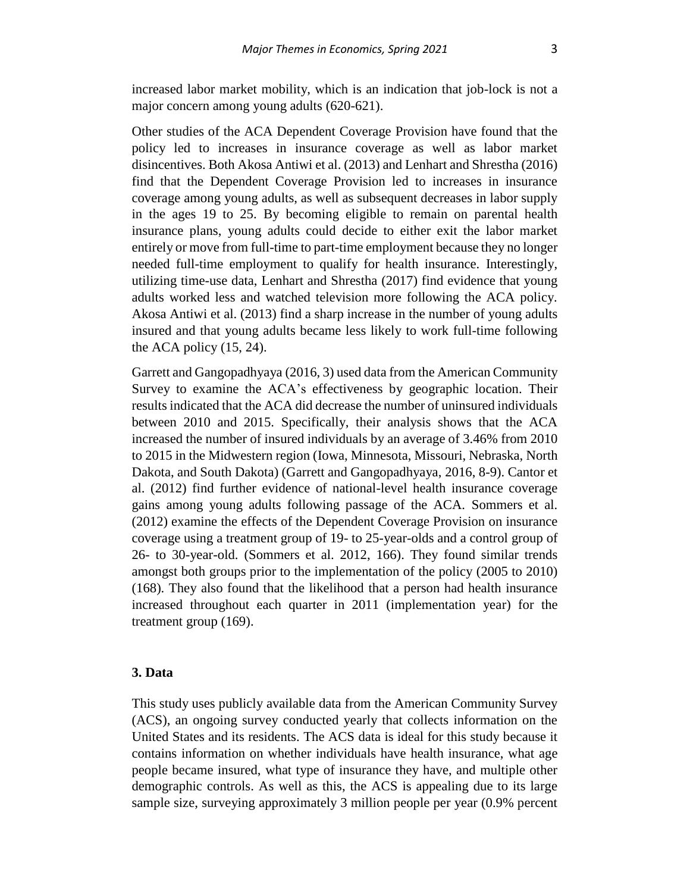increased labor market mobility, which is an indication that job-lock is not a major concern among young adults (620-621).

Other studies of the ACA Dependent Coverage Provision have found that the policy led to increases in insurance coverage as well as labor market disincentives. Both Akosa Antiwi et al. (2013) and Lenhart and Shrestha (2016) find that the Dependent Coverage Provision led to increases in insurance coverage among young adults, as well as subsequent decreases in labor supply in the ages 19 to 25. By becoming eligible to remain on parental health insurance plans, young adults could decide to either exit the labor market entirely or move from full-time to part-time employment because they no longer needed full-time employment to qualify for health insurance. Interestingly, utilizing time-use data, Lenhart and Shrestha (2017) find evidence that young adults worked less and watched television more following the ACA policy. Akosa Antiwi et al. (2013) find a sharp increase in the number of young adults insured and that young adults became less likely to work full-time following the ACA policy (15, 24).

Garrett and Gangopadhyaya (2016, 3) used data from the American Community Survey to examine the ACA's effectiveness by geographic location. Their results indicated that the ACA did decrease the number of uninsured individuals between 2010 and 2015. Specifically, their analysis shows that the ACA increased the number of insured individuals by an average of 3.46% from 2010 to 2015 in the Midwestern region (Iowa, Minnesota, Missouri, Nebraska, North Dakota, and South Dakota) (Garrett and Gangopadhyaya, 2016, 8-9). Cantor et al. (2012) find further evidence of national-level health insurance coverage gains among young adults following passage of the ACA. Sommers et al. (2012) examine the effects of the Dependent Coverage Provision on insurance coverage using a treatment group of 19- to 25-year-olds and a control group of 26- to 30-year-old. (Sommers et al. 2012, 166). They found similar trends amongst both groups prior to the implementation of the policy (2005 to 2010) (168). They also found that the likelihood that a person had health insurance increased throughout each quarter in 2011 (implementation year) for the treatment group (169).

### 3. Data

This study uses publicly available data from the American Community Survey (ACS), an ongoing survey conducted yearly that collects information on the United States and its residents. The ACS data is ideal for this study because it contains information on whether individuals have health insurance, what age people became insured, what type of insurance they have, and multiple other demographic controls. As well as this, the ACS is appealing due to its large sample size, surveying approximately 3 million people per year (0.9% percent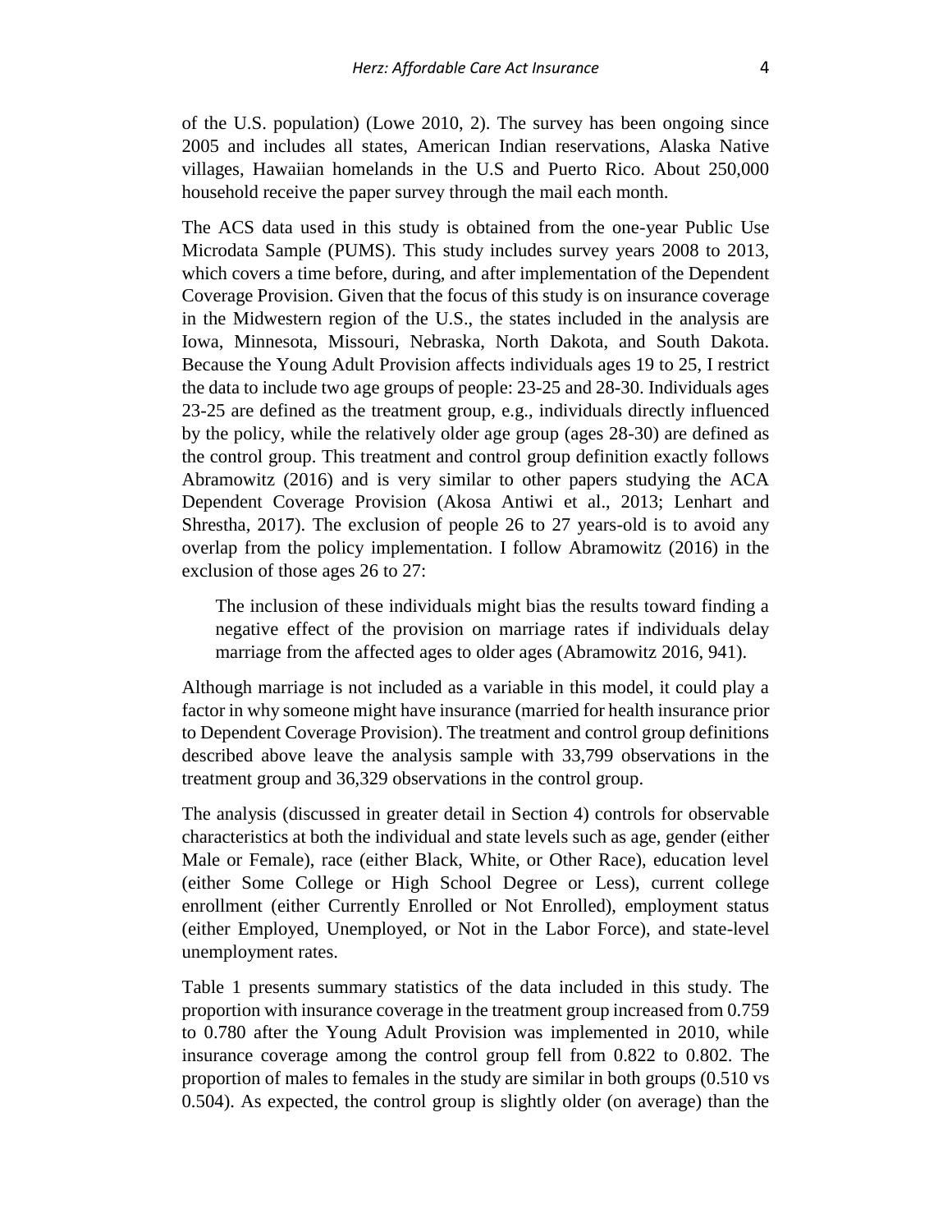of the U.S. population) (Lowe 2010, 2). The survey has been ongoing since 2005 and includes all states, American Indian reservations, Alaska Native villages, Hawaiian homelands in the U.S and Puerto Rico. About 250,000 household receive the paper survey through the mail each month.

The ACS data used in this study is obtained from the one-year Public Use Microdata Sample (PUMS). This study includes survey years 2008 to 2013, which covers a time before, during, and after implementation of the Dependent Coverage Provision. Given that the focus of this study is on insurance coverage in the Midwestern region of the U.S., the states included in the analysis are Iowa, Minnesota, Missouri, Nebraska, North Dakota, and South Dakota. Because the Young Adult Provision affects individuals ages 19 to 25, I restrict the data to include two age groups of people: 23-25 and 28-30. Individuals ages 23-25 are defined as the treatment group, e.g., individuals directly influenced by the policy, while the relatively older age group (ages 28-30) are defined as the control group. This treatment and control group definition exactly follows Abramowitz (2016) and is very similar to other papers studying the ACA Dependent Coverage Provision (Akosa Antiwi et al., 2013; Lenhart and Shrestha, 2017). The exclusion of people 26 to 27 years-old is to avoid any overlap from the policy implementation. I follow Abramowitz (2016) in the exclusion of those ages 26 to 27:

> The inclusion of these individuals might bias the results toward finding a negative effect of the provision on marriage rates if individuals delay marriage from the affected ages to older ages (Abramowitz 2016, 941).

Although marriage is not included as a variable in this model, it could play a factor in why someone might have insurance (married for health insurance prior to Dependent Coverage Provision). The treatment and control group definitions described above leave the analysis sample with 33,799 observations in the treatment group and 36,329 observations in the control group.

The analysis (discussed in greater detail in Section 4) controls for observable characteristics at both the individual and state levels such as age, gender (either Male or Female), race (either Black, White, or Other Race), education level (either Some College or High School Degree or Less), current college enrollment (either Currently Enrolled or Not Enrolled), employment status (either Employed, Unemployed, or Not in the Labor Force), and state-level unemployment rates.

Table 1 presents summary statistics of the data included in this study. The proportion with insurance coverage in the treatment group increased from 0.759 to 0.780 after the Young Adult Provision was implemented in 2010, while insurance coverage among the control group fell from 0.822 to 0.802. The proportion of males to females in the study are similar in both groups (0.510 vs 0.504). As expected, the control group is slightly older (on average) than the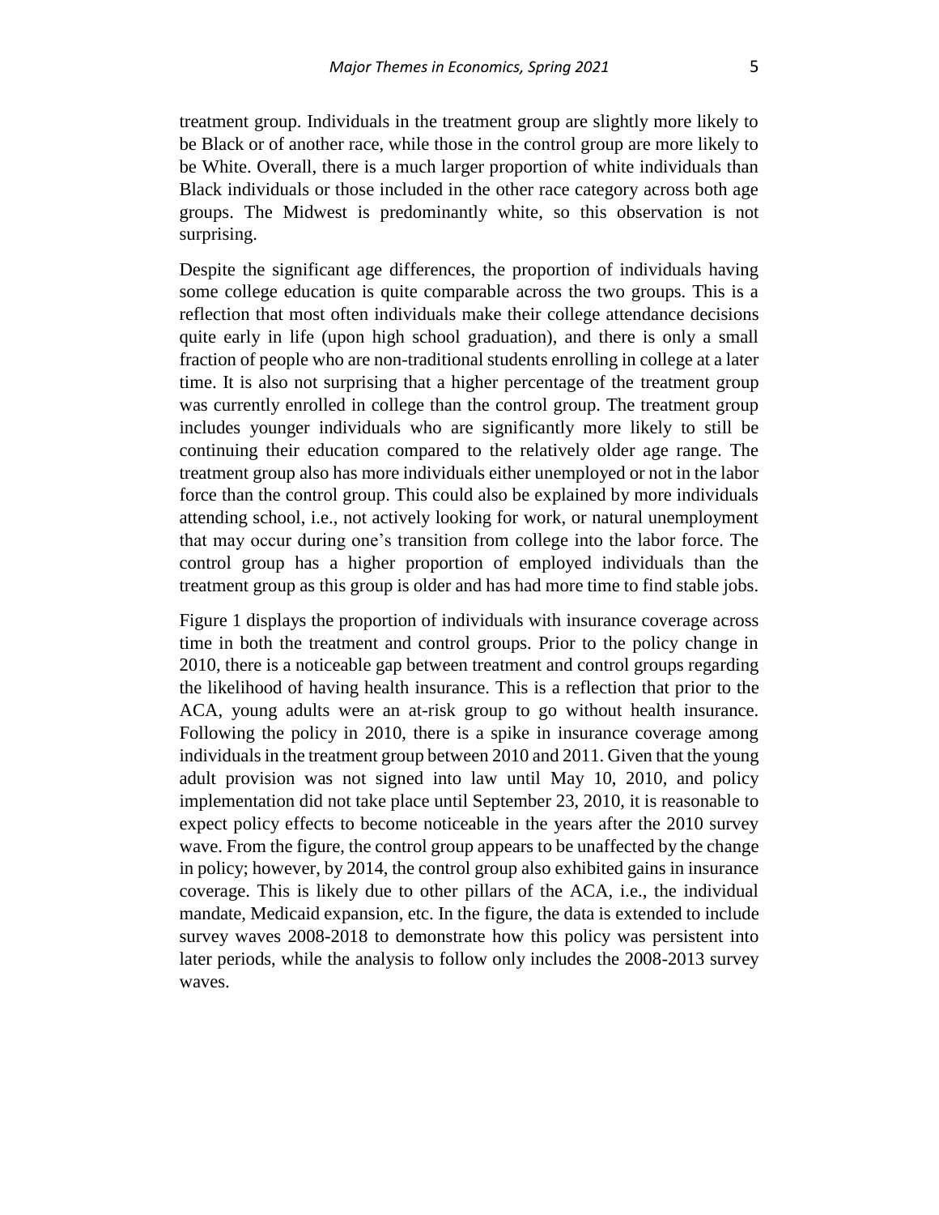treatment group. Individuals in the treatment group are slightly more likely to be Black or of another race, while those in the control group are more likely to be White. Overall, there is a much larger proportion of white individuals than Black individuals or those included in the other race category across both age groups. The Midwest is predominantly white, so this observation is not surprising.

Despite the significant age differences, the proportion of individuals having some college education is quite comparable across the two groups. This is a reflection that most often individuals make their college attendance decisions quite early in life (upon high school graduation), and there is only a small fraction of people who are non-traditional students enrolling in college at a later time. It is also not surprising that a higher percentage of the treatment group was currently enrolled in college than the control group. The treatment group includes younger individuals who are significantly more likely to still be continuing their education compared to the relatively older age range. The treatment group also has more individuals either unemployed or not in the labor force than the control group. This could also be explained by more individuals attending school, i.e., not actively looking for work, or natural unemployment that may occur during one's transition from college into the labor force. The control group has a higher proportion of employed individuals than the treatment group as this group is older and has had more time to find stable jobs.

Figure 1 displays the proportion of individuals with insurance coverage across time in both the treatment and control groups. Prior to the policy change in 2010, there is a noticeable gap between treatment and control groups regarding the likelihood of having health insurance. This is a reflection that prior to the ACA, young adults were an at-risk group to go without health insurance. Following the policy in 2010, there is a spike in insurance coverage among individuals in the treatment group between 2010 and 2011. Given that the young adult provision was not signed into law until May 10, 2010, and policy implementation did not take place until September 23, 2010, it is reasonable to expect policy effects to become noticeable in the years after the 2010 survey wave. From the figure, the control group appears to be unaffected by the change in policy; however, by 2014, the control group also exhibited gains in insurance coverage. This is likely due to other pillars of the ACA, i.e., the individual mandate, Medicaid expansion, etc. In the figure, the data is extended to include survey waves 2008-2018 to demonstrate how this policy was persistent into later periods, while the analysis to follow only includes the 2008-2013 survey waves.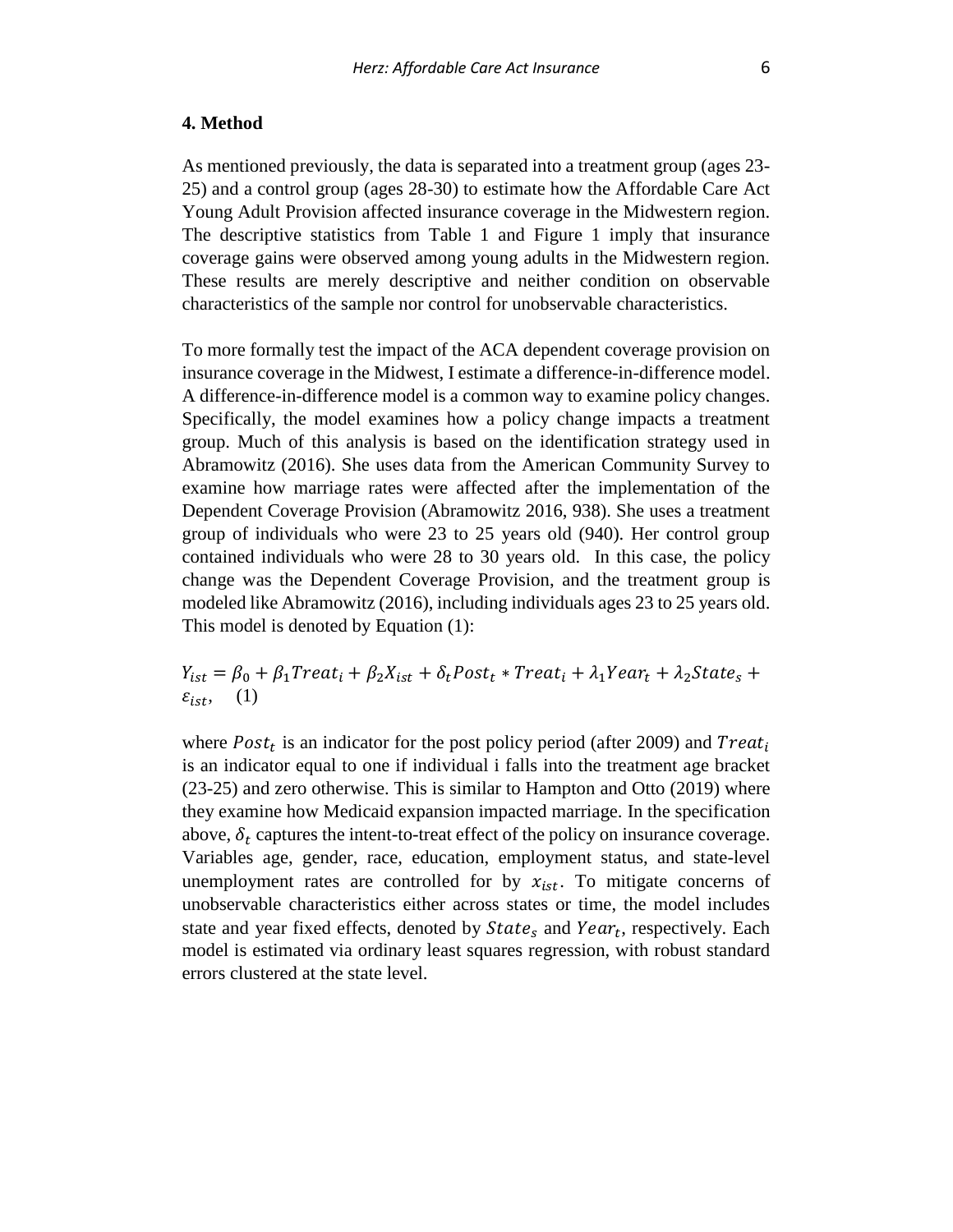## 4. Method

As mentioned previously, the data is separated into a treatment group (ages 23-25) and a control group (ages 28-30) to estimate how the Affordable Care Act Young Adult Provision affected insurance coverage in the Midwestern region. The descriptive statistics from Table 1 and Figure 1 imply that insurance coverage gains were observed among young adults in the Midwestern region. These results are merely descriptive and neither condition on observable characteristics of the sample nor control for unobservable characteristics.

To more formally test the impact of the ACA dependent coverage provision on insurance coverage in the Midwest, I estimate a difference-in-difference model. A difference-in-difference model is a common way to examine policy changes. Specifically, the model examines how a policy change impacts a treatment group. Much of this analysis is based on the identification strategy used in Abramowitz (2016). She uses data from the American Community Survey to examine how marriage rates were affected after the implementation of the Dependent Coverage Provision (Abramowitz 2016, 938). She uses a treatment group of individuals who were 23 to 25 years old (940). Her control group contained individuals who were 28 to 30 years old. In this case, the policy change was the Dependent Coverage Provision, and the treatment group is modeled like Abramowitz (2016), including individuals ages 23 to 25 years old. This model is denoted by Equation (1):

$$Y_{ist} = \beta_0 + \beta_1 Treat_i + \beta_2 X_{ist} + \delta_t Post_t * Treat_i + \lambda_1 Year_t + \lambda_2 State_s + \varepsilon_{ist}, \quad (1)$$

where $Post_t$ is an indicator for the post policy period (after 2009) and $Treat_i$ is an indicator equal to one if individual i falls into the treatment age bracket (23-25) and zero otherwise. This is similar to Hampton and Otto (2019) where they examine how Medicaid expansion impacted marriage. In the specification above, $\delta_t$ captures the intent-to-treat effect of the policy on insurance coverage. Variables age, gender, race, education, employment status, and state-level unemployment rates are controlled for by $x_{ist}$. To mitigate concerns of unobservable characteristics either across states or time, the model includes state and year fixed effects, denoted by $State_s$ and $Year_t$, respectively. Each model is estimated via ordinary least squares regression, with robust standard errors clustered at the state level.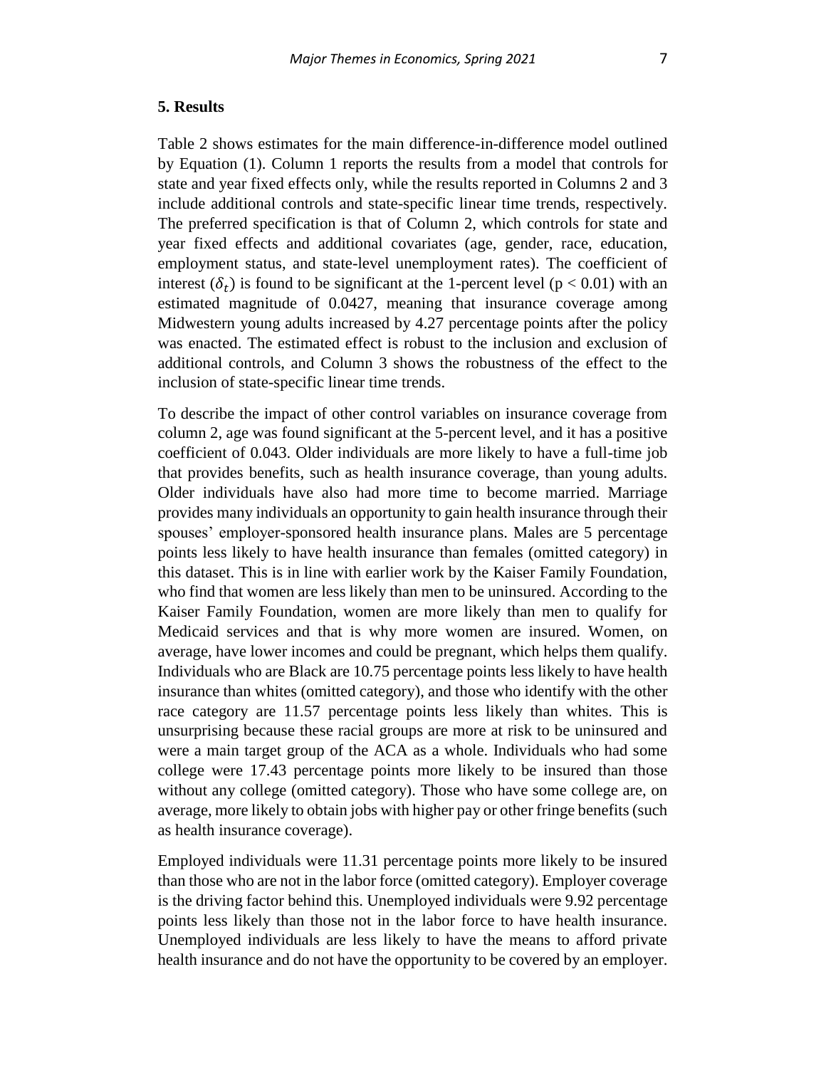## 5. Results

Table 2 shows estimates for the main difference-in-difference model outlined by Equation (1). Column 1 reports the results from a model that controls for state and year fixed effects only, while the results reported in Columns 2 and 3 include additional controls and state-specific linear time trends, respectively. The preferred specification is that of Column 2, which controls for state and year fixed effects and additional covariates (age, gender, race, education, employment status, and state-level unemployment rates). The coefficient of interest ($\delta_t$) is found to be significant at the 1-percent level ($p < 0.01$) with an estimated magnitude of 0.0427, meaning that insurance coverage among Midwestern young adults increased by 4.27 percentage points after the policy was enacted. The estimated effect is robust to the inclusion and exclusion of additional controls, and Column 3 shows the robustness of the effect to the inclusion of state-specific linear time trends.

To describe the impact of other control variables on insurance coverage from column 2, age was found significant at the 5-percent level, and it has a positive coefficient of 0.043. Older individuals are more likely to have a full-time job that provides benefits, such as health insurance coverage, than young adults. Older individuals have also had more time to become married. Marriage provides many individuals an opportunity to gain health insurance through their spouses' employer-sponsored health insurance plans. Males are 5 percentage points less likely to have health insurance than females (omitted category) in this dataset. This is in line with earlier work by the Kaiser Family Foundation, who find that women are less likely than men to be uninsured. According to the Kaiser Family Foundation, women are more likely than men to qualify for Medicaid services and that is why more women are insured. Women, on average, have lower incomes and could be pregnant, which helps them qualify. Individuals who are Black are 10.75 percentage points less likely to have health insurance than whites (omitted category), and those who identify with the other race category are 11.57 percentage points less likely than whites. This is unsurprising because these racial groups are more at risk to be uninsured and were a main target group of the ACA as a whole. Individuals who had some college were 17.43 percentage points more likely to be insured than those without any college (omitted category). Those who have some college are, on average, more likely to obtain jobs with higher pay or other fringe benefits (such as health insurance coverage).

Employed individuals were 11.31 percentage points more likely to be insured than those who are not in the labor force (omitted category). Employer coverage is the driving factor behind this. Unemployed individuals were 9.92 percentage points less likely than those not in the labor force to have health insurance. Unemployed individuals are less likely to have the means to afford private health insurance and do not have the opportunity to be covered by an employer.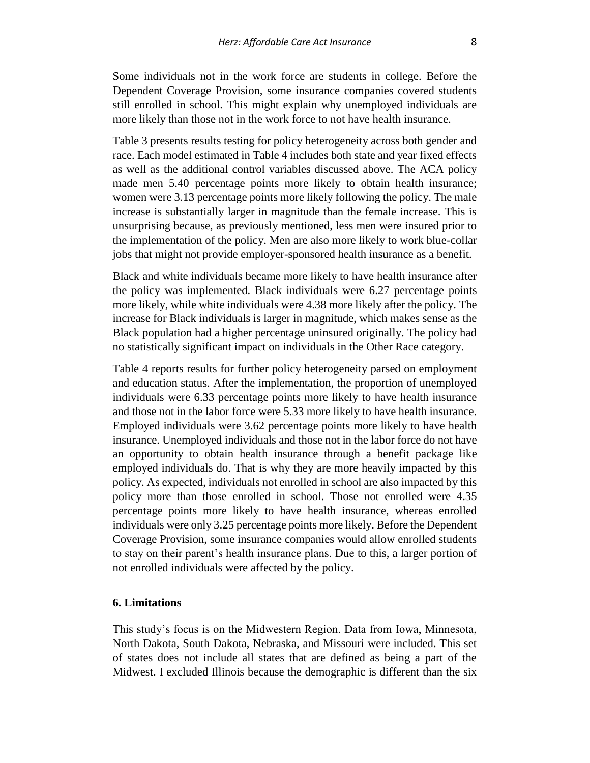Some individuals not in the work force are students in college. Before the Dependent Coverage Provision, some insurance companies covered students still enrolled in school. This might explain why unemployed individuals are more likely than those not in the work force to not have health insurance.

Table 3 presents results testing for policy heterogeneity across both gender and race. Each model estimated in Table 4 includes both state and year fixed effects as well as the additional control variables discussed above. The ACA policy made men 5.40 percentage points more likely to obtain health insurance; women were 3.13 percentage points more likely following the policy. The male increase is substantially larger in magnitude than the female increase. This is unsurprising because, as previously mentioned, less men were insured prior to the implementation of the policy. Men are also more likely to work blue-collar jobs that might not provide employer-sponsored health insurance as a benefit.

Black and white individuals became more likely to have health insurance after the policy was implemented. Black individuals were 6.27 percentage points more likely, while white individuals were 4.38 more likely after the policy. The increase for Black individuals is larger in magnitude, which makes sense as the Black population had a higher percentage uninsured originally. The policy had no statistically significant impact on individuals in the Other Race category.

Table 4 reports results for further policy heterogeneity parsed on employment and education status. After the implementation, the proportion of unemployed individuals were 6.33 percentage points more likely to have health insurance and those not in the labor force were 5.33 more likely to have health insurance. Employed individuals were 3.62 percentage points more likely to have health insurance. Unemployed individuals and those not in the labor force do not have an opportunity to obtain health insurance through a benefit package like employed individuals do. That is why they are more heavily impacted by this policy. As expected, individuals not enrolled in school are also impacted by this policy more than those enrolled in school. Those not enrolled were 4.35 percentage points more likely to have health insurance, whereas enrolled individuals were only 3.25 percentage points more likely. Before the Dependent Coverage Provision, some insurance companies would allow enrolled students to stay on their parent's health insurance plans. Due to this, a larger portion of not enrolled individuals were affected by the policy.

## 6. Limitations

This study's focus is on the Midwestern Region. Data from Iowa, Minnesota, North Dakota, South Dakota, Nebraska, and Missouri were included. This set of states does not include all states that are defined as being a part of the Midwest. I excluded Illinois because the demographic is different than the six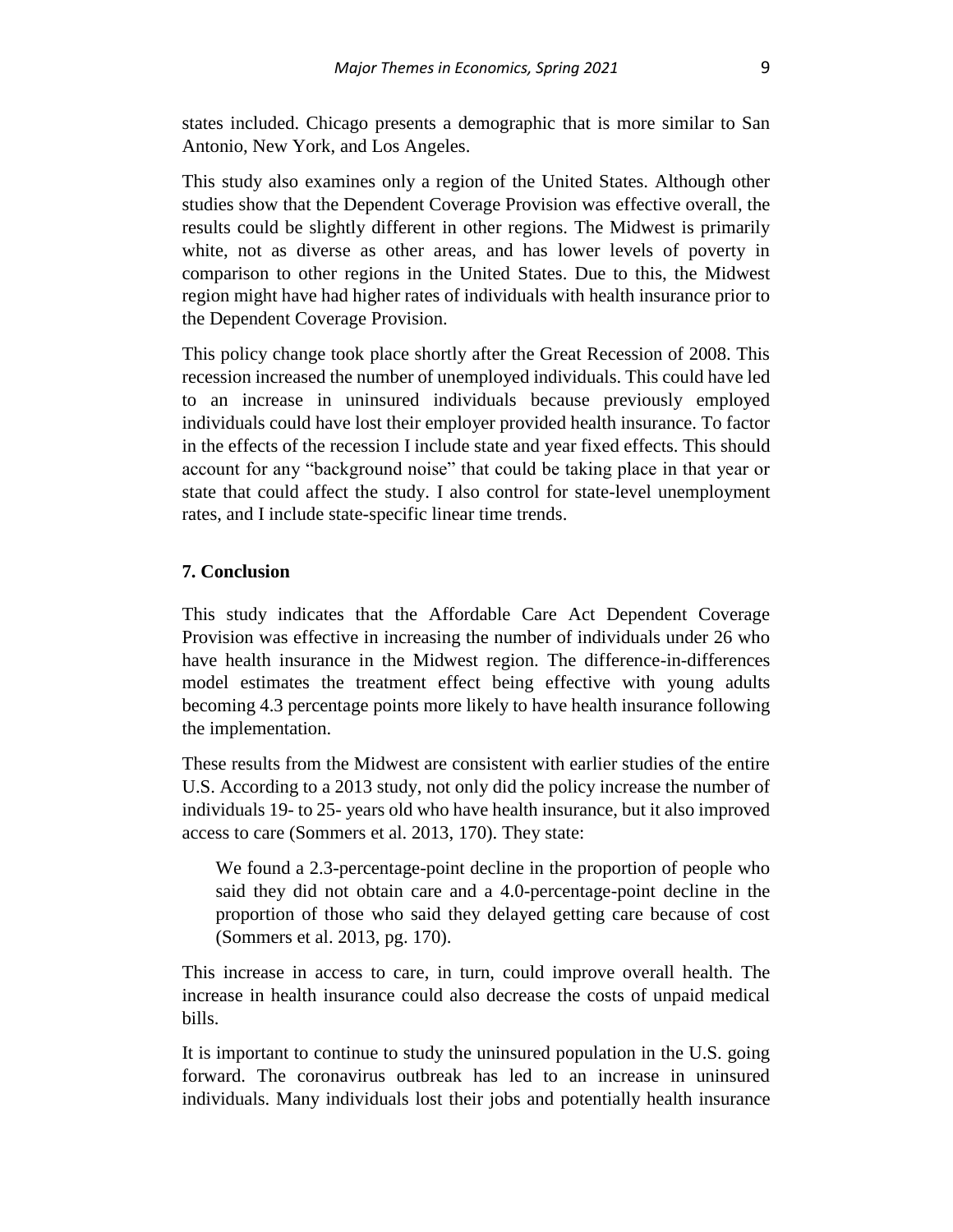states included. Chicago presents a demographic that is more similar to San Antonio, New York, and Los Angeles.

This study also examines only a region of the United States. Although other studies show that the Dependent Coverage Provision was effective overall, the results could be slightly different in other regions. The Midwest is primarily white, not as diverse as other areas, and has lower levels of poverty in comparison to other regions in the United States. Due to this, the Midwest region might have had higher rates of individuals with health insurance prior to the Dependent Coverage Provision.

This policy change took place shortly after the Great Recession of 2008. This recession increased the number of unemployed individuals. This could have led to an increase in uninsured individuals because previously employed individuals could have lost their employer provided health insurance. To factor in the effects of the recession I include state and year fixed effects. This should account for any "background noise" that could be taking place in that year or state that could affect the study. I also control for state-level unemployment rates, and I include state-specific linear time trends.

## 7. Conclusion

This study indicates that the Affordable Care Act Dependent Coverage Provision was effective in increasing the number of individuals under 26 who have health insurance in the Midwest region. The difference-in-differences model estimates the treatment effect being effective with young adults becoming 4.3 percentage points more likely to have health insurance following the implementation.

These results from the Midwest are consistent with earlier studies of the entire U.S. According to a 2013 study, not only did the policy increase the number of individuals 19- to 25- years old who have health insurance, but it also improved access to care (Sommers et al. 2013, 170). They state:

> We found a 2.3-percentage-point decline in the proportion of people who said they did not obtain care and a 4.0-percentage-point decline in the proportion of those who said they delayed getting care because of cost (Sommers et al. 2013, pg. 170).

This increase in access to care, in turn, could improve overall health. The increase in health insurance could also decrease the costs of unpaid medical bills.

It is important to continue to study the uninsured population in the U.S. going forward. The coronavirus outbreak has led to an increase in uninsured individuals. Many individuals lost their jobs and potentially health insurance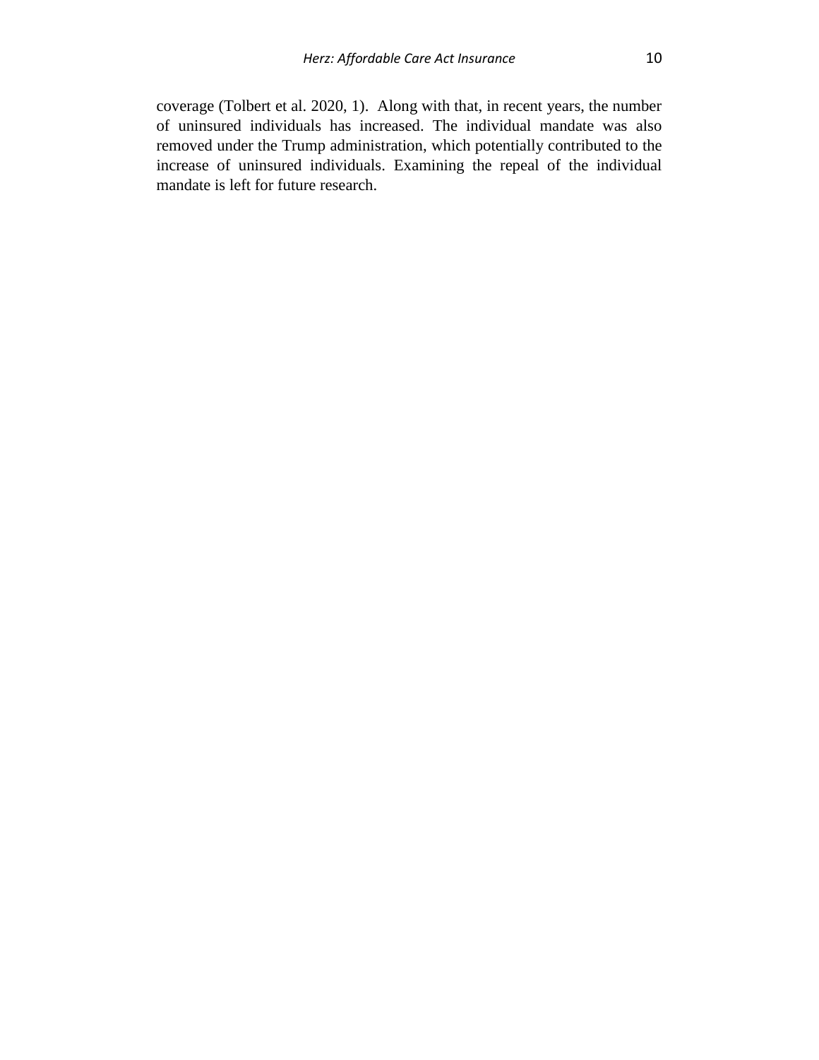coverage (Tolbert et al. 2020, 1). Along with that, in recent years, the number of uninsured individuals has increased. The individual mandate was also removed under the Trump administration, which potentially contributed to the increase of uninsured individuals. Examining the repeal of the individual mandate is left for future research.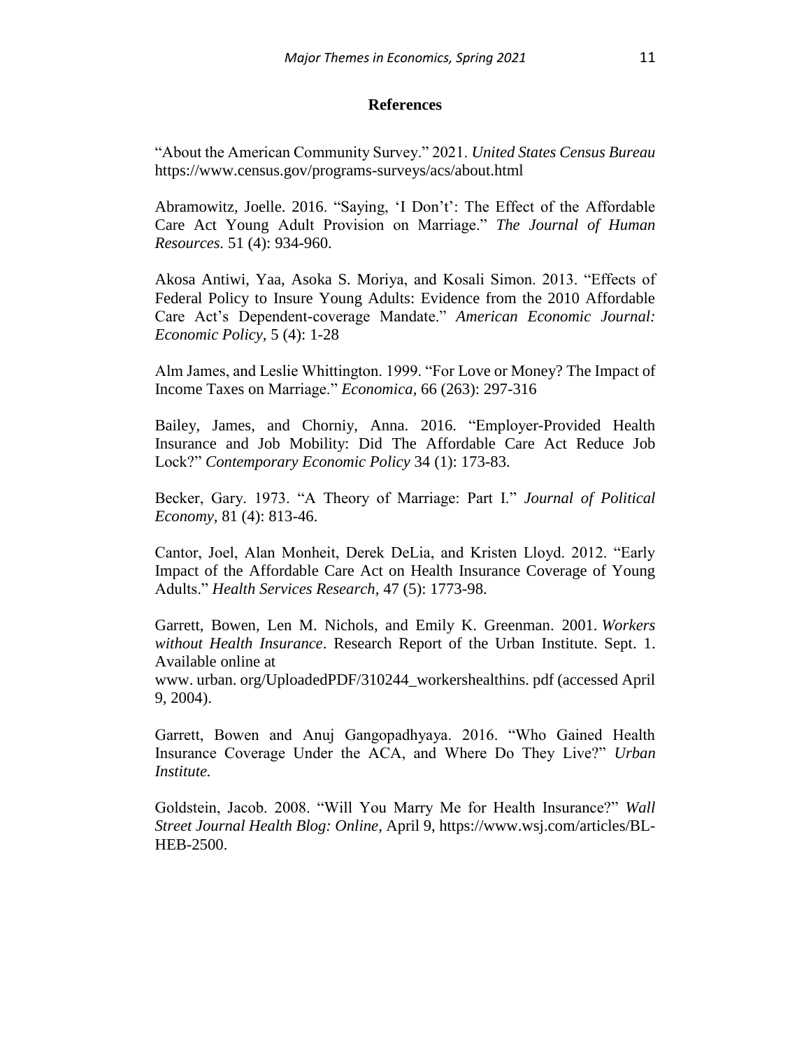## References

"About the American Community Survey." 2021. *United States Census Bureau* https://www.census.gov/programs-surveys/acs/about.html

Abramowitz, Joelle. 2016. "Saying, 'I Don't': The Effect of the Affordable Care Act Young Adult Provision on Marriage." *The Journal of Human Resources.* 51 (4): 934-960.

Akosa Antiwi, Yaa, Asoka S. Moriya, and Kosali Simon. 2013. "Effects of Federal Policy to Insure Young Adults: Evidence from the 2010 Affordable Care Act's Dependent-coverage Mandate." *American Economic Journal: Economic Policy,* 5 (4): 1-28

Alm James, and Leslie Whittington. 1999. "For Love or Money? The Impact of Income Taxes on Marriage." *Economica,* 66 (263): 297-316

Bailey, James, and Chorniy, Anna. 2016. "Employer-Provided Health Insurance and Job Mobility: Did The Affordable Care Act Reduce Job Lock?" *Contemporary Economic Policy* 34 (1): 173-83.

Becker, Gary. 1973. "A Theory of Marriage: Part I." *Journal of Political Economy,* 81 (4): 813-46.

Cantor, Joel, Alan Monheit, Derek DeLia, and Kristen Lloyd. 2012. "Early Impact of the Affordable Care Act on Health Insurance Coverage of Young Adults." *Health Services Research,* 47 (5): 1773-98.

Garrett, Bowen, Len M. Nichols, and Emily K. Greenman. 2001. *Workers without Health Insurance*. Research Report of the Urban Institute. Sept. 1. Available online at
www. urban. org/UploadedPDF/310244_workershealthins. pdf (accessed April 9, 2004).

Garrett, Bowen and Anuj Gangopadhyaya. 2016. "Who Gained Health Insurance Coverage Under the ACA, and Where Do They Live?" *Urban Institute.*

Goldstein, Jacob. 2008. "Will You Marry Me for Health Insurance?" *Wall Street Journal Health Blog: Online,* April 9, https://www.wsj.com/articles/BL-HEB-2500.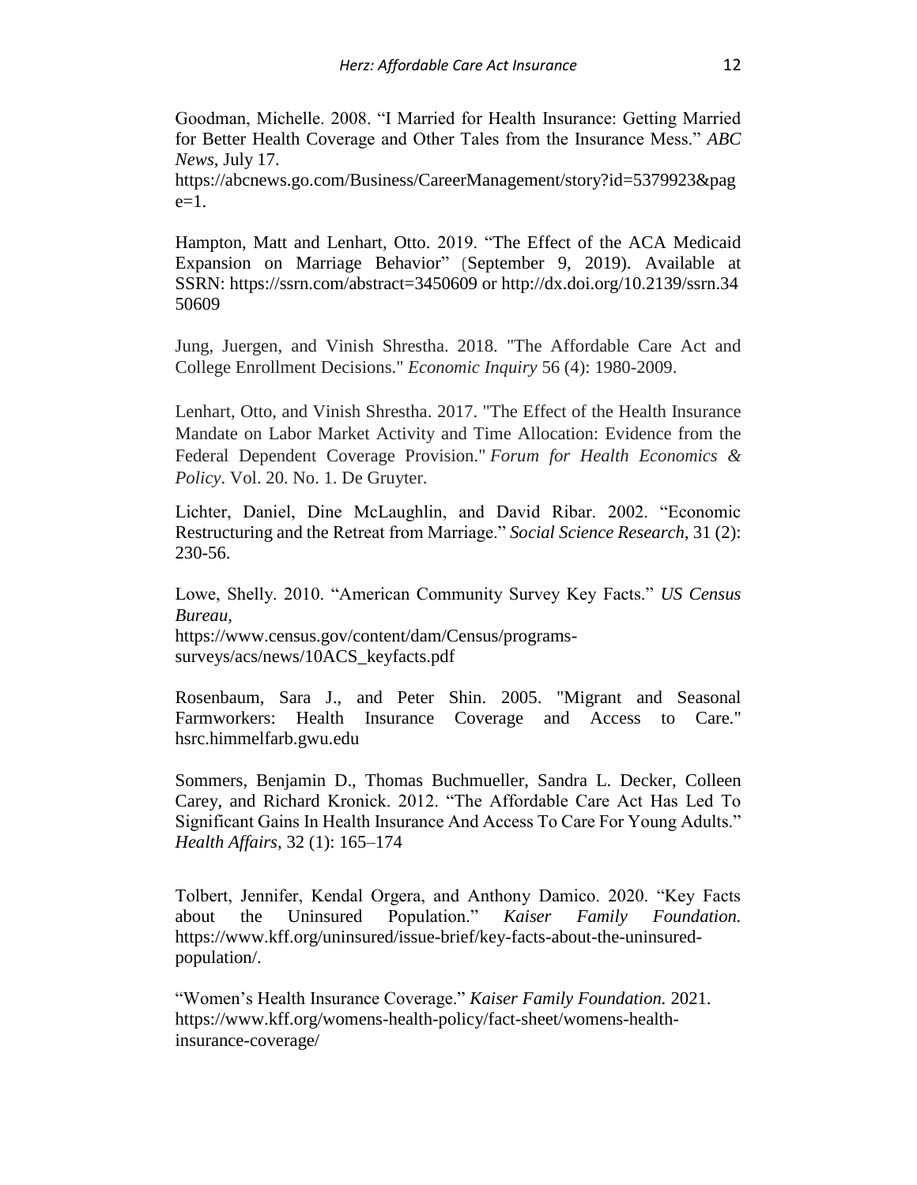Goodman, Michelle. 2008. "I Married for Health Insurance: Getting Married for Better Health Coverage and Other Tales from the Insurance Mess." *ABC News*, July 17. https://abcnews.go.com/Business/CareerManagement/story?id=5379923&page=1.

Hampton, Matt and Lenhart, Otto. 2019. "The Effect of the ACA Medicaid Expansion on Marriage Behavior" (September 9, 2019). Available at SSRN: https://ssrn.com/abstract=3450609 or http://dx.doi.org/10.2139/ssrn.3450609

Jung, Juergen, and Vinish Shrestha. 2018. "The Affordable Care Act and College Enrollment Decisions." *Economic Inquiry* 56 (4): 1980-2009.

Lenhart, Otto, and Vinish Shrestha. 2017. "The Effect of the Health Insurance Mandate on Labor Market Activity and Time Allocation: Evidence from the Federal Dependent Coverage Provision." *Forum for Health Economics & Policy*. Vol. 20. No. 1. De Gruyter.

Lichter, Daniel, Dine McLaughlin, and David Ribar. 2002. "Economic Restructuring and the Retreat from Marriage." *Social Science Research,* 31 (2): 230-56.

Lowe, Shelly. 2010. "American Community Survey Key Facts." *US Census Bureau*, https://www.census.gov/content/dam/Census/programs-surveys/acs/news/10ACS_keyfacts.pdf

Rosenbaum, Sara J., and Peter Shin. 2005. "Migrant and Seasonal Farmworkers: Health Insurance Coverage and Access to Care." hsrc.himmelfarb.gwu.edu

Sommers, Benjamin D., Thomas Buchmueller, Sandra L. Decker, Colleen Carey, and Richard Kronick. 2012. "The Affordable Care Act Has Led To Significant Gains In Health Insurance And Access To Care For Young Adults." *Health Affairs,* 32 (1): 165–174

Tolbert, Jennifer, Kendal Orgera, and Anthony Damico. 2020. "Key Facts about the Uninsured Population." *Kaiser Family Foundation.* https://www.kff.org/uninsured/issue-brief/key-facts-about-the-uninsured-population/.

"Women's Health Insurance Coverage." *Kaiser Family Foundation.* 2021. https://www.kff.org/womens-health-policy/fact-sheet/womens-health-insurance-coverage/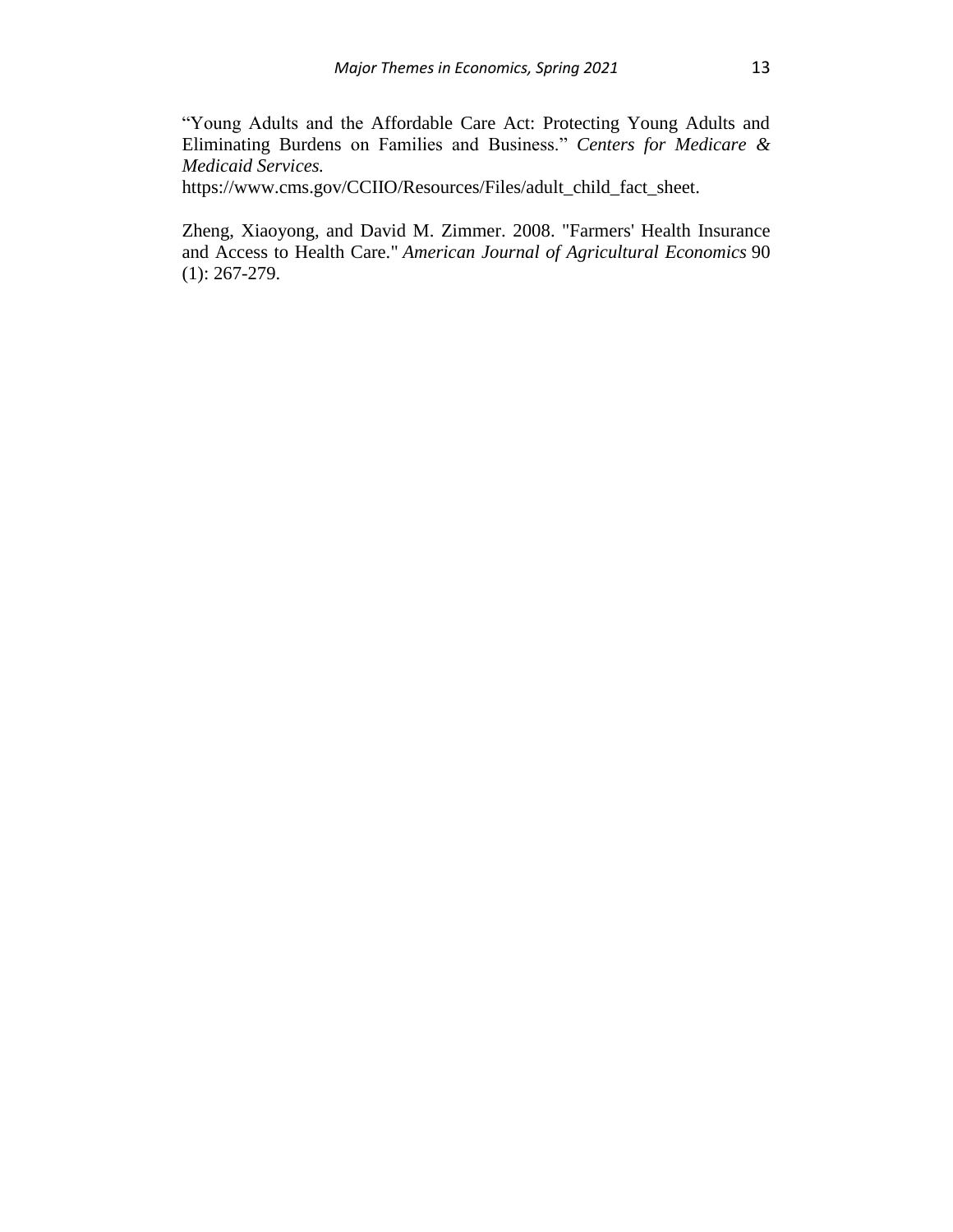"Young Adults and the Affordable Care Act: Protecting Young Adults and Eliminating Burdens on Families and Business." *Centers for Medicare & Medicaid Services.* https://www.cms.gov/CCIIO/Resources/Files/adult_child_fact_sheet.

Zheng, Xiaoyong, and David M. Zimmer. 2008. "Farmers' Health Insurance and Access to Health Care." *American Journal of Agricultural Economics* 90 (1): 267-279.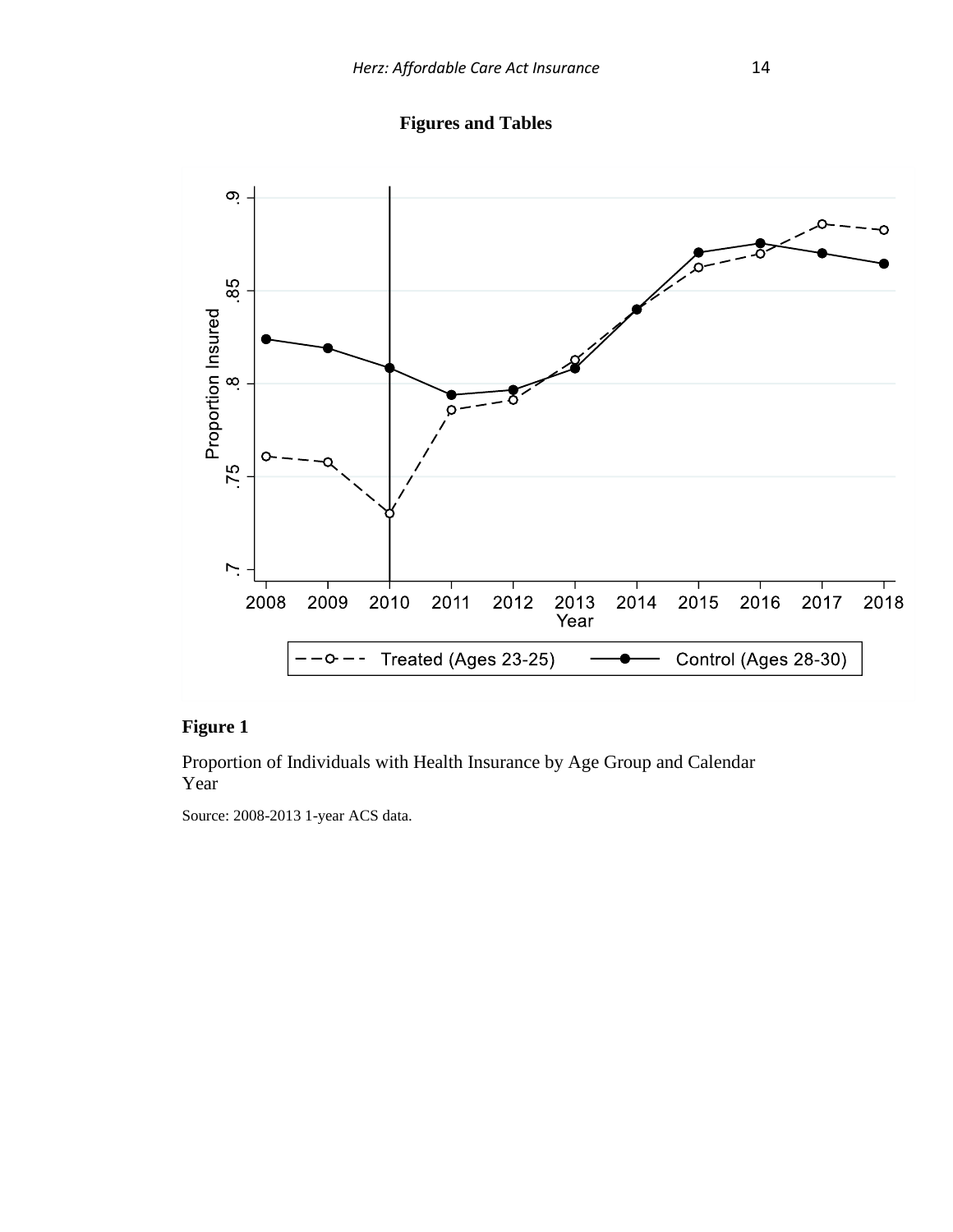**Figures and Tables**

**Figure 1**

Proportion of Individuals with Health Insurance by Age Group and Calendar Year

Source: 2008-2013 1-year ACS data.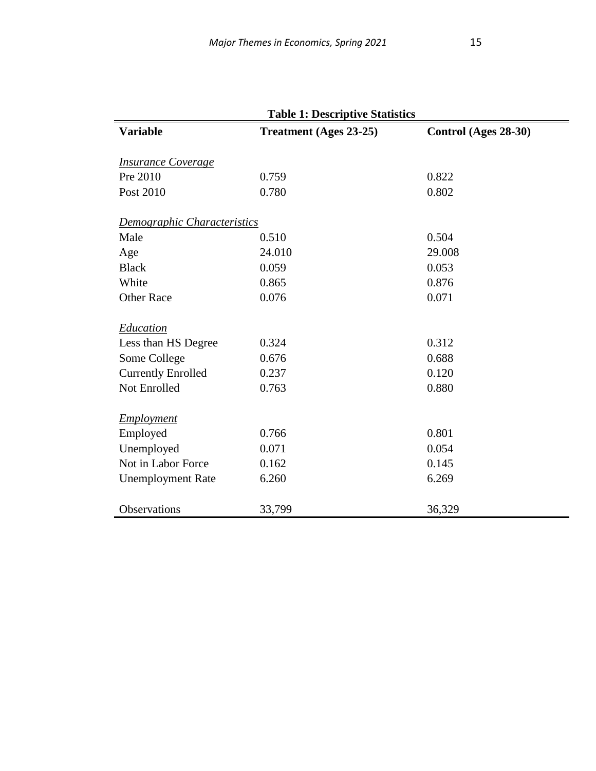**Table 1: Descriptive Statistics**

| Variable | Treatment (Ages 23-25) | Control (Ages 28-30) |
|---|---|---|
| *Insurance Coverage* | | |
| Pre 2010 | 0.759 | 0.822 |
| Post 2010 | 0.780 | 0.802 |
| *Demographic Characteristics* | | |
| Male | 0.510 | 0.504 |
| Age | 24.010 | 29.008 |
| Black | 0.059 | 0.053 |
| White | 0.865 | 0.876 |
| Other Race | 0.076 | 0.071 |
| *Education* | | |
| Less than HS Degree | 0.324 | 0.312 |
| Some College | 0.676 | 0.688 |
| Currently Enrolled | 0.237 | 0.120 |
| Not Enrolled | 0.763 | 0.880 |
| *Employment* | | |
| Employed | 0.766 | 0.801 |
| Unemployed | 0.071 | 0.054 |
| Not in Labor Force | 0.162 | 0.145 |
| Unemployment Rate | 6.260 | 6.269 |
| Observations | 33,799 | 36,329 |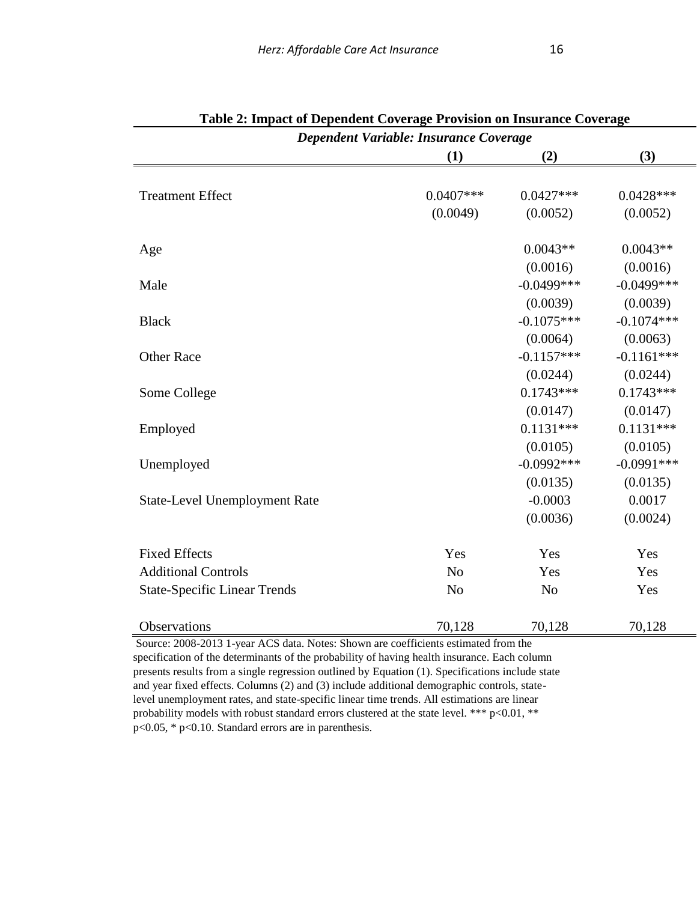**Table 2: Impact of Dependent Coverage Provision on Insurance Coverage**

| *Dependent Variable: Insurance Coverage* | | | |
|---|---|---|---|
| | **(1)** | **(2)** | **(3)** |
| Treatment Effect | 0.0407*** | 0.0427*** | 0.0428*** |
| | (0.0049) | (0.0052) | (0.0052) |
| Age | | 0.0043** | 0.0043** |
| | | (0.0016) | (0.0016) |
| Male | | -0.0499*** | -0.0499*** |
| | | (0.0039) | (0.0039) |
| Black | | -0.1075*** | -0.1074*** |
| | | (0.0064) | (0.0063) |
| Other Race | | -0.1157*** | -0.1161*** |
| | | (0.0244) | (0.0244) |
| Some College | | 0.1743*** | 0.1743*** |
| | | (0.0147) | (0.0147) |
| Employed | | 0.1131*** | 0.1131*** |
| | | (0.0105) | (0.0105) |
| Unemployed | | -0.0992*** | -0.0991*** |
| | | (0.0135) | (0.0135) |
| State-Level Unemployment Rate | | -0.0003 | 0.0017 |
| | | (0.0036) | (0.0024) |
| Fixed Effects | Yes | Yes | Yes |
| Additional Controls | No | Yes | Yes |
| State-Specific Linear Trends | No | No | Yes |
| Observations | 70,128 | 70,128 | 70,128 |

Source: 2008-2013 1-year ACS data. Notes: Shown are coefficients estimated from the specification of the determinants of the probability of having health insurance. Each column presents results from a single regression outlined by Equation (1). Specifications include state and year fixed effects. Columns (2) and (3) include additional demographic controls, state-level unemployment rates, and state-specific linear time trends. All estimations are linear probability models with robust standard errors clustered at the state level. *** $p<0.01$, ** $p<0.05$, * $p<0.10$. Standard errors are in parenthesis.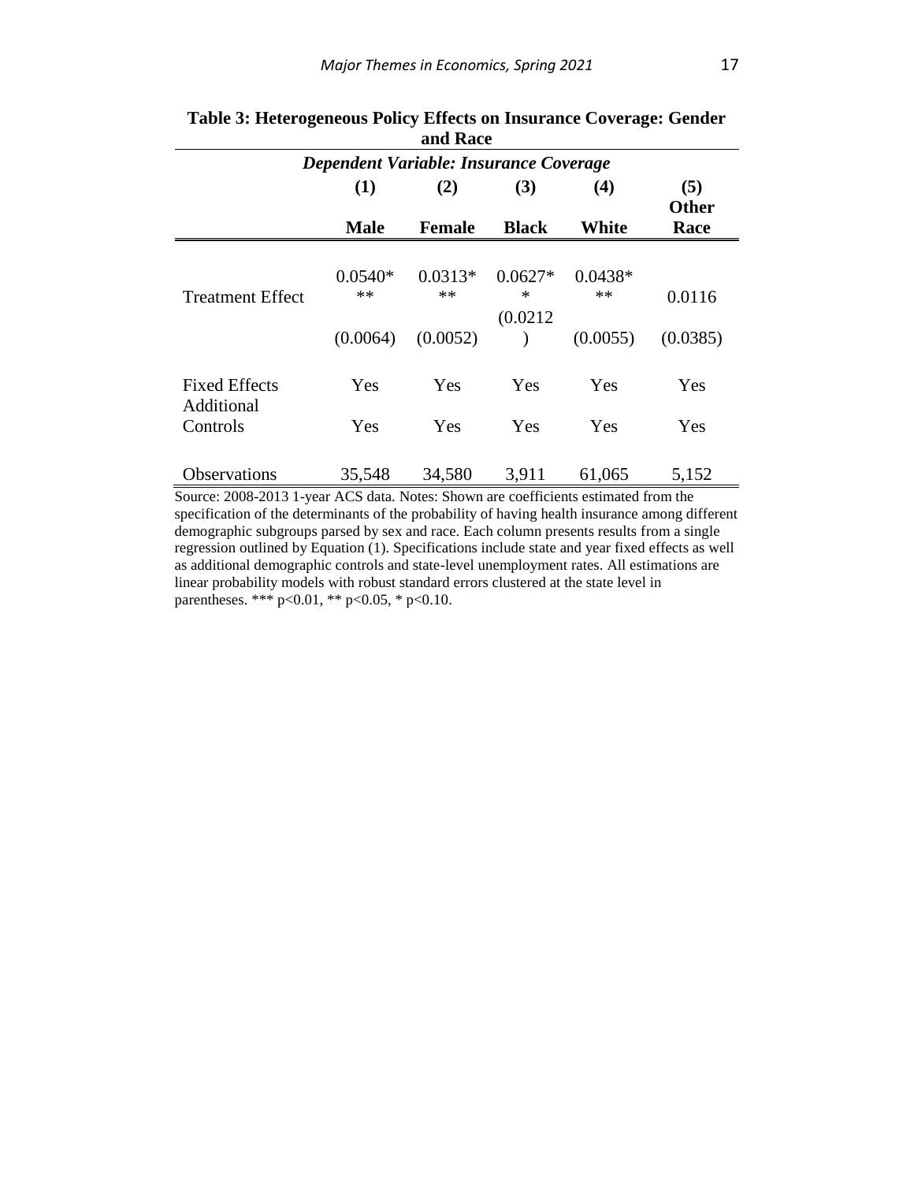**Table 3: Heterogeneous Policy Effects on Insurance Coverage: Gender and Race**

| | *Dependent Variable: Insurance Coverage* | | | | |
|---|---|---|---|---|---|
| | **(1)** | **(2)** | **(3)** | **(4)** | **(5)** |
| | **Male** | **Female** | **Black** | **White** | **Other Race** |
| Treatment Effect | 0.0540*** | 0.0313*** | 0.0627** | 0.0438*** | 0.0116 |
| | (0.0064) | (0.0052) | (0.0212) | (0.0055) | (0.0385) |
| Fixed Effects | Yes | Yes | Yes | Yes | Yes |
| Additional Controls | Yes | Yes | Yes | Yes | Yes |
| Observations | 35,548 | 34,580 | 3,911 | 61,065 | 5,152 |

Source: 2008-2013 1-year ACS data. Notes: Shown are coefficients estimated from the specification of the determinants of the probability of having health insurance among different demographic subgroups parsed by sex and race. Each column presents results from a single regression outlined by Equation (1). Specifications include state and year fixed effects as well as additional demographic controls and state-level unemployment rates. All estimations are linear probability models with robust standard errors clustered at the state level in parentheses. *** p<0.01, ** p<0.05, * p<0.10.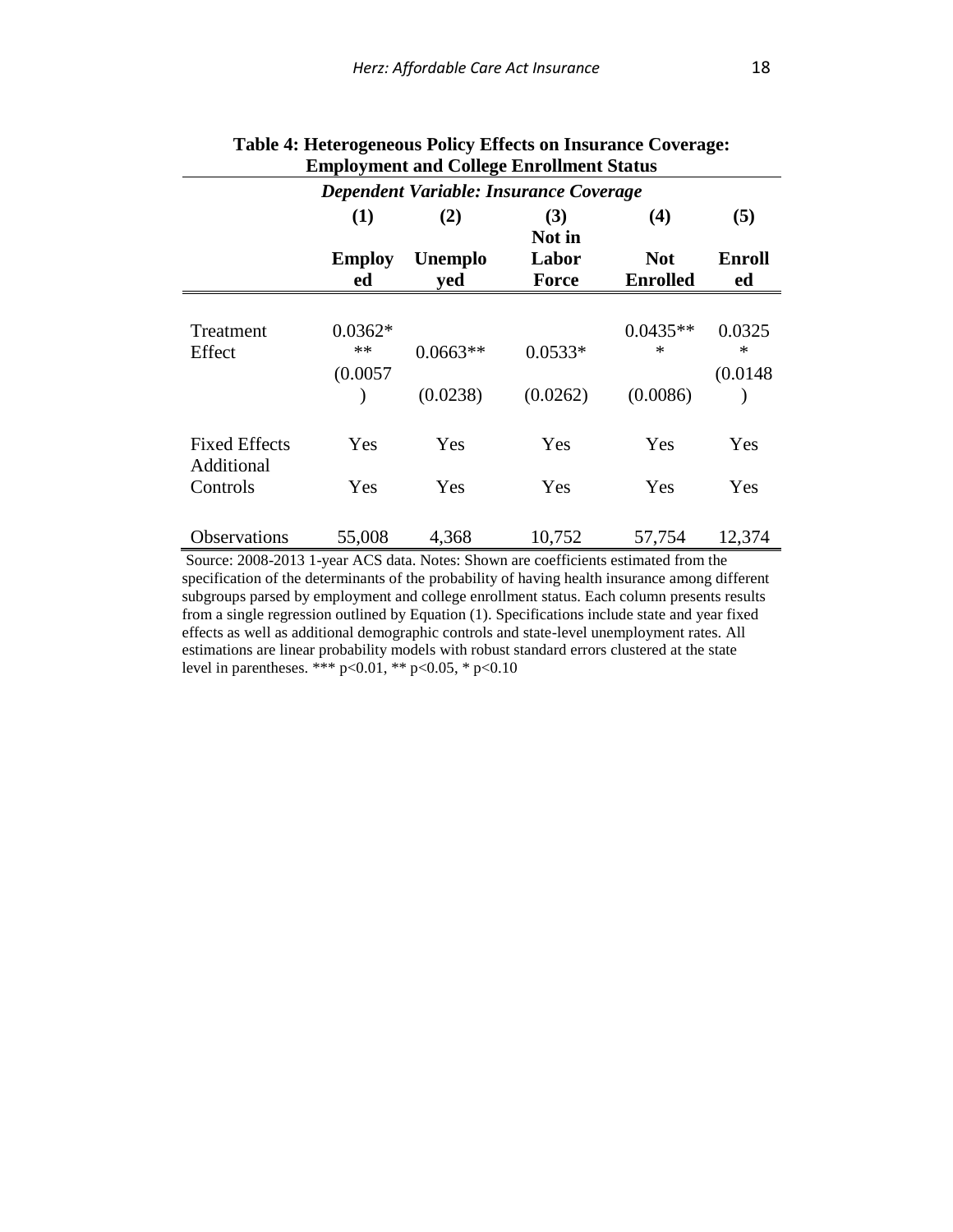**Table 4: Heterogeneous Policy Effects on Insurance Coverage: Employment and College Enrollment Status**

| | *Dependent Variable: Insurance Coverage* | | | | |
|---|---|---|---|---|---|
| | (1) | (2) | (3) | (4) | (5) |
| | **Employed** | **Unemployed** | **Not in Labor Force** | **Not Enrolled** | **Enrolled** |
| Treatment Effect | 0.0362*** | 0.0663** | 0.0533* | 0.0435*** | 0.0325* |
| | (0.0057) | (0.0238) | (0.0262) | (0.0086) | (0.0148) |
| Fixed Effects | Yes | Yes | Yes | Yes | Yes |
| Additional Controls | Yes | Yes | Yes | Yes | Yes |
| Observations | 55,008 | 4,368 | 10,752 | 57,754 | 12,374 |

Source: 2008-2013 1-year ACS data. Notes: Shown are coefficients estimated from the specification of the determinants of the probability of having health insurance among different subgroups parsed by employment and college enrollment status. Each column presents results from a single regression outlined by Equation (1). Specifications include state and year fixed effects as well as additional demographic controls and state-level unemployment rates. All estimations are linear probability models with robust standard errors clustered at the state level in parentheses. *** $p<0.01$, ** $p<0.05$, * $p<0.10$